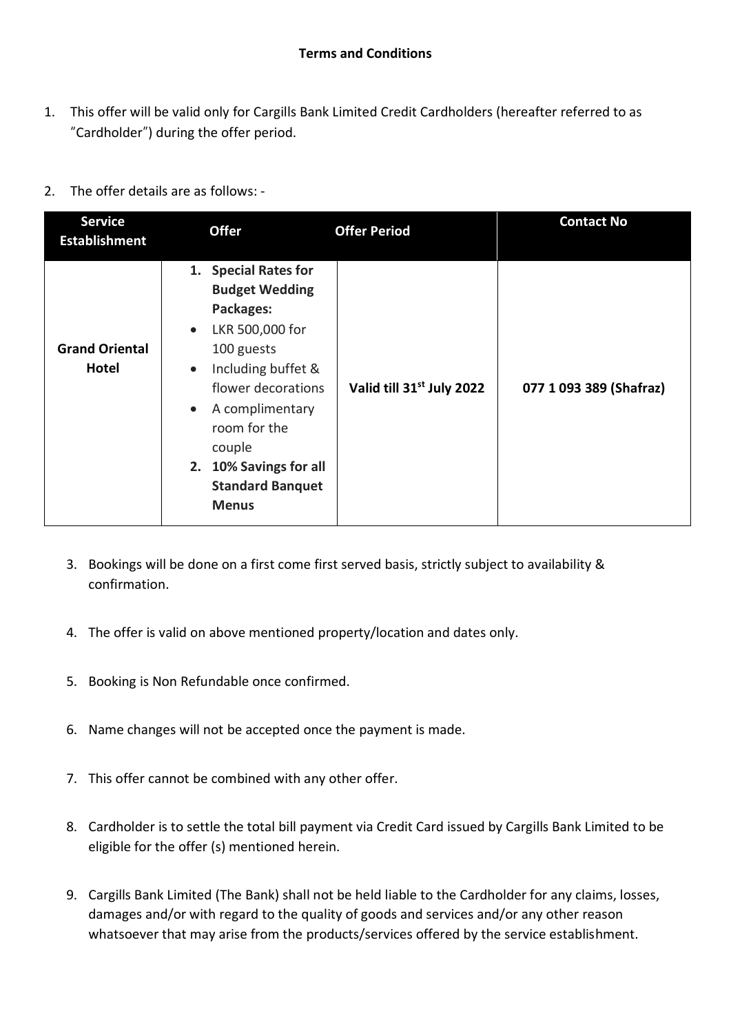**Terms and Conditions**

1. This offer will be valid only for Cargills Bank Limited Credit Cardholders (hereafter referred to as "Cardholder") during the offer period.

2. The offer details are as follows: -

| Service Establishment | Offer | Offer Period | Contact No |
|---|---|---|---|
| **Grand Oriental Hotel** | 1. **Special Rates for Budget Wedding Packages:**<br>• LKR 500,000 for 100 guests<br>• Including buffet & flower decorations<br>• A complimentary room for the couple<br>2. **10% Savings for all Standard Banquet Menus** | **Valid till 31st July 2022** | **077 1 093 389 (Shafraz)** |

3. Bookings will be done on a first come first served basis, strictly subject to availability & confirmation.

4. The offer is valid on above mentioned property/location and dates only.

5. Booking is Non Refundable once confirmed.

6. Name changes will not be accepted once the payment is made.

7. This offer cannot be combined with any other offer.

8. Cardholder is to settle the total bill payment via Credit Card issued by Cargills Bank Limited to be eligible for the offer (s) mentioned herein.

9. Cargills Bank Limited (The Bank) shall not be held liable to the Cardholder for any claims, losses, damages and/or with regard to the quality of goods and services and/or any other reason whatsoever that may arise from the products/services offered by the service establishment.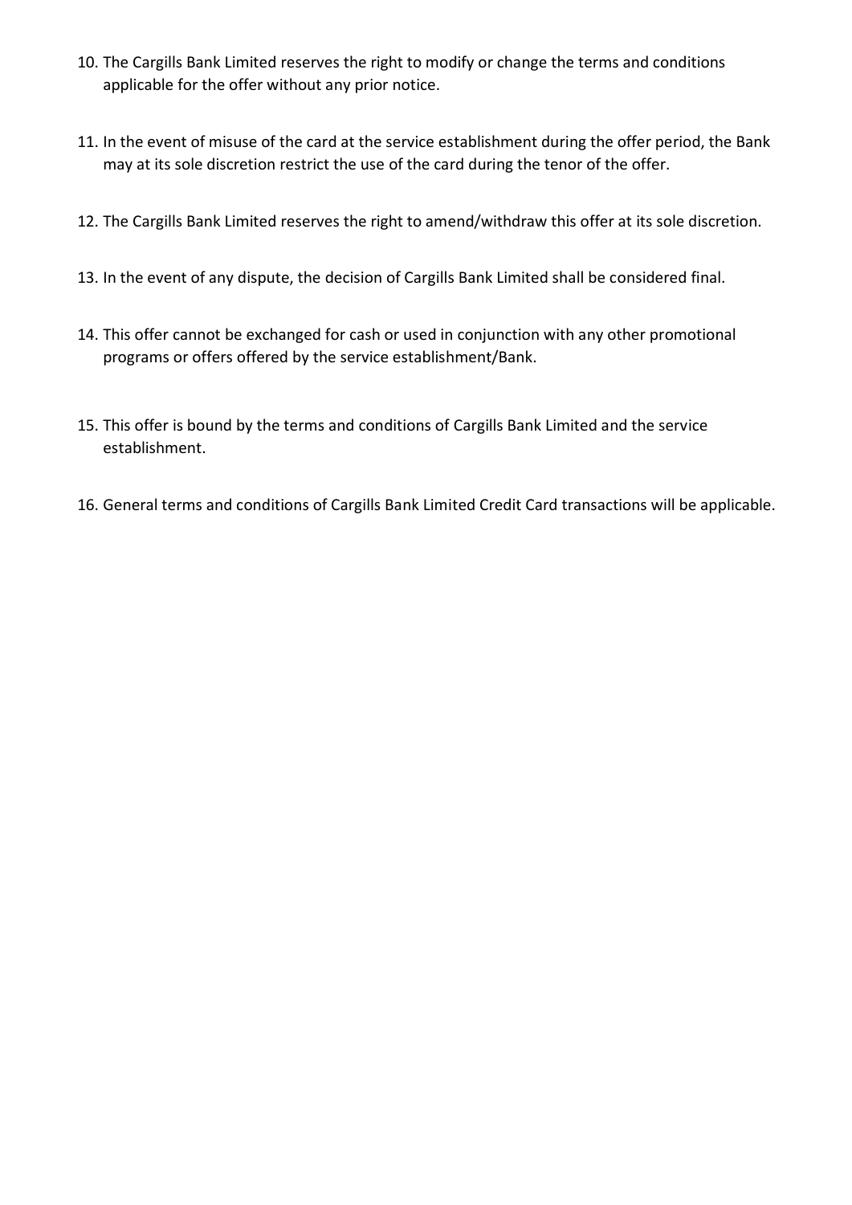10. The Cargills Bank Limited reserves the right to modify or change the terms and conditions applicable for the offer without any prior notice.

11. In the event of misuse of the card at the service establishment during the offer period, the Bank may at its sole discretion restrict the use of the card during the tenor of the offer.

12. The Cargills Bank Limited reserves the right to amend/withdraw this offer at its sole discretion.

13. In the event of any dispute, the decision of Cargills Bank Limited shall be considered final.

14. This offer cannot be exchanged for cash or used in conjunction with any other promotional programs or offers offered by the service establishment/Bank.

15. This offer is bound by the terms and conditions of Cargills Bank Limited and the service establishment.

16. General terms and conditions of Cargills Bank Limited Credit Card transactions will be applicable.